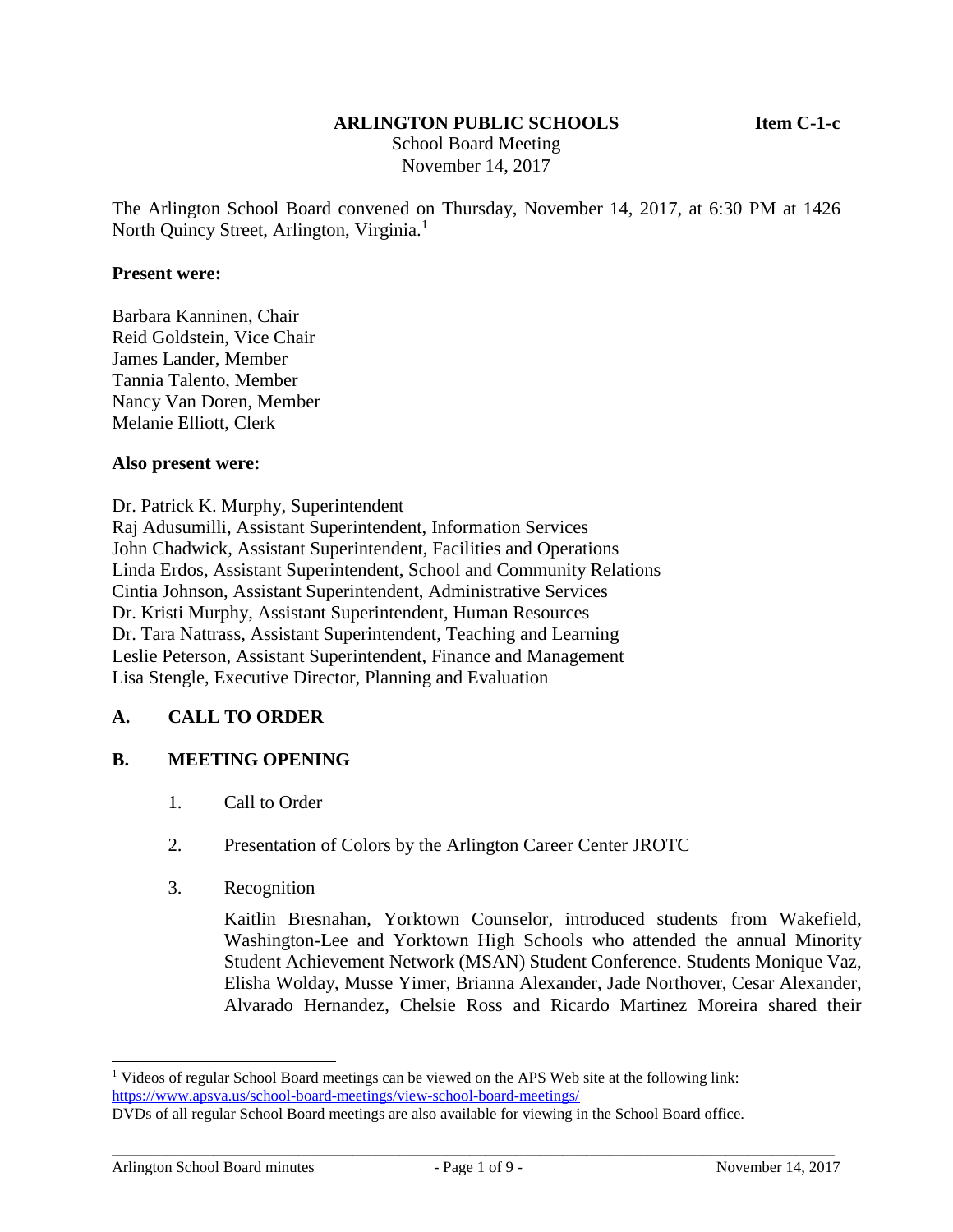**ARLINGTON PUBLIC SCHOOLS** **Item C-1-c**

School Board Meeting
November 14, 2017

The Arlington School Board convened on Thursday, November 14, 2017, at 6:30 PM at 1426 North Quincy Street, Arlington, Virginia.[1]

**Present were:**

Barbara Kanninen, Chair
Reid Goldstein, Vice Chair
James Lander, Member
Tannia Talento, Member
Nancy Van Doren, Member
Melanie Elliott, Clerk

**Also present were:**

Dr. Patrick K. Murphy, Superintendent
Raj Adusumilli, Assistant Superintendent, Information Services
John Chadwick, Assistant Superintendent, Facilities and Operations
Linda Erdos, Assistant Superintendent, School and Community Relations
Cintia Johnson, Assistant Superintendent, Administrative Services
Dr. Kristi Murphy, Assistant Superintendent, Human Resources
Dr. Tara Nattrass, Assistant Superintendent, Teaching and Learning
Leslie Peterson, Assistant Superintendent, Finance and Management
Lisa Stengle, Executive Director, Planning and Evaluation

## A. CALL TO ORDER

## B. MEETING OPENING

1. Call to Order

2. Presentation of Colors by the Arlington Career Center JROTC

3. Recognition

   Kaitlin Bresnahan, Yorktown Counselor, introduced students from Wakefield, Washington-Lee and Yorktown High Schools who attended the annual Minority Student Achievement Network (MSAN) Student Conference. Students Monique Vaz, Elisha Wolday, Musse Yimer, Brianna Alexander, Jade Northover, Cesar Alexander, Alvarado Hernandez, Chelsie Ross and Ricardo Martinez Moreira shared their

[1] Videos of regular School Board meetings can be viewed on the APS Web site at the following link: https://www.apsva.us/school-board-meetings/view-school-board-meetings/
DVDs of all regular School Board meetings are also available for viewing in the School Board office.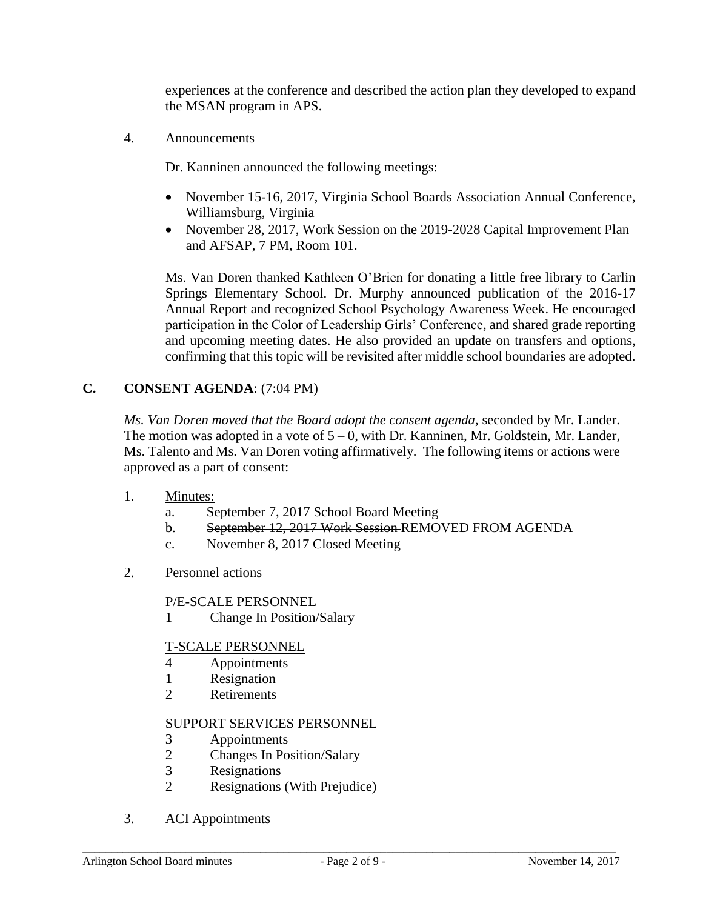experiences at the conference and described the action plan they developed to expand the MSAN program in APS.

4. Announcements

   Dr. Kanninen announced the following meetings:

   - November 15-16, 2017, Virginia School Boards Association Annual Conference, Williamsburg, Virginia
   - November 28, 2017, Work Session on the 2019-2028 Capital Improvement Plan and AFSAP, 7 PM, Room 101.

   Ms. Van Doren thanked Kathleen O'Brien for donating a little free library to Carlin Springs Elementary School. Dr. Murphy announced publication of the 2016-17 Annual Report and recognized School Psychology Awareness Week. He encouraged participation in the Color of Leadership Girls' Conference, and shared grade reporting and upcoming meeting dates. He also provided an update on transfers and options, confirming that this topic will be revisited after middle school boundaries are adopted.

## C. CONSENT AGENDA: (7:04 PM)

*Ms. Van Doren moved that the Board adopt the consent agenda*, seconded by Mr. Lander. The motion was adopted in a vote of 5 – 0, with Dr. Kanninen, Mr. Goldstein, Mr. Lander, Ms. Talento and Ms. Van Doren voting affirmatively. The following items or actions were approved as a part of consent:

1. Minutes:
   a. September 7, 2017 School Board Meeting
   b. ~~September 12, 2017 Work Session~~ REMOVED FROM AGENDA
   c. November 8, 2017 Closed Meeting

2. Personnel actions

   P/E-SCALE PERSONNEL
   1 Change In Position/Salary

   T-SCALE PERSONNEL
   4 Appointments
   1 Resignation
   2 Retirements

   SUPPORT SERVICES PERSONNEL
   3 Appointments
   2 Changes In Position/Salary
   3 Resignations
   2 Resignations (With Prejudice)

3. ACI Appointments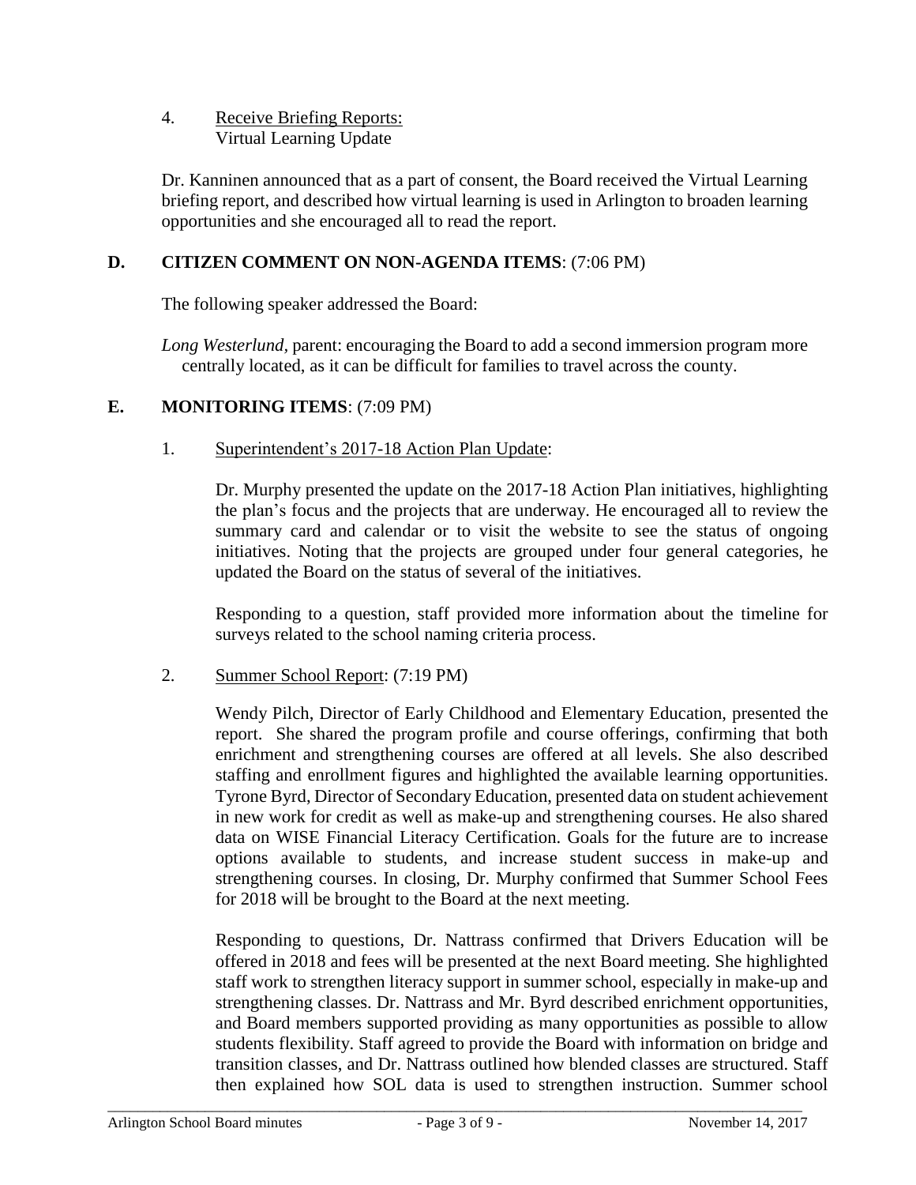4. Receive Briefing Reports:
   Virtual Learning Update

Dr. Kanninen announced that as a part of consent, the Board received the Virtual Learning briefing report, and described how virtual learning is used in Arlington to broaden learning opportunities and she encouraged all to read the report.

## D. CITIZEN COMMENT ON NON-AGENDA ITEMS: (7:06 PM)

The following speaker addressed the Board:

*Long Westerlund*, parent: encouraging the Board to add a second immersion program more centrally located, as it can be difficult for families to travel across the county.

## E. MONITORING ITEMS: (7:09 PM)

1. Superintendent's 2017-18 Action Plan Update:

   Dr. Murphy presented the update on the 2017-18 Action Plan initiatives, highlighting the plan's focus and the projects that are underway. He encouraged all to review the summary card and calendar or to visit the website to see the status of ongoing initiatives. Noting that the projects are grouped under four general categories, he updated the Board on the status of several of the initiatives.

   Responding to a question, staff provided more information about the timeline for surveys related to the school naming criteria process.

2. Summer School Report: (7:19 PM)

   Wendy Pilch, Director of Early Childhood and Elementary Education, presented the report. She shared the program profile and course offerings, confirming that both enrichment and strengthening courses are offered at all levels. She also described staffing and enrollment figures and highlighted the available learning opportunities. Tyrone Byrd, Director of Secondary Education, presented data on student achievement in new work for credit as well as make-up and strengthening courses. He also shared data on WISE Financial Literacy Certification. Goals for the future are to increase options available to students, and increase student success in make-up and strengthening courses. In closing, Dr. Murphy confirmed that Summer School Fees for 2018 will be brought to the Board at the next meeting.

   Responding to questions, Dr. Nattrass confirmed that Drivers Education will be offered in 2018 and fees will be presented at the next Board meeting. She highlighted staff work to strengthen literacy support in summer school, especially in make-up and strengthening classes. Dr. Nattrass and Mr. Byrd described enrichment opportunities, and Board members supported providing as many opportunities as possible to allow students flexibility. Staff agreed to provide the Board with information on bridge and transition classes, and Dr. Nattrass outlined how blended classes are structured. Staff then explained how SOL data is used to strengthen instruction. Summer school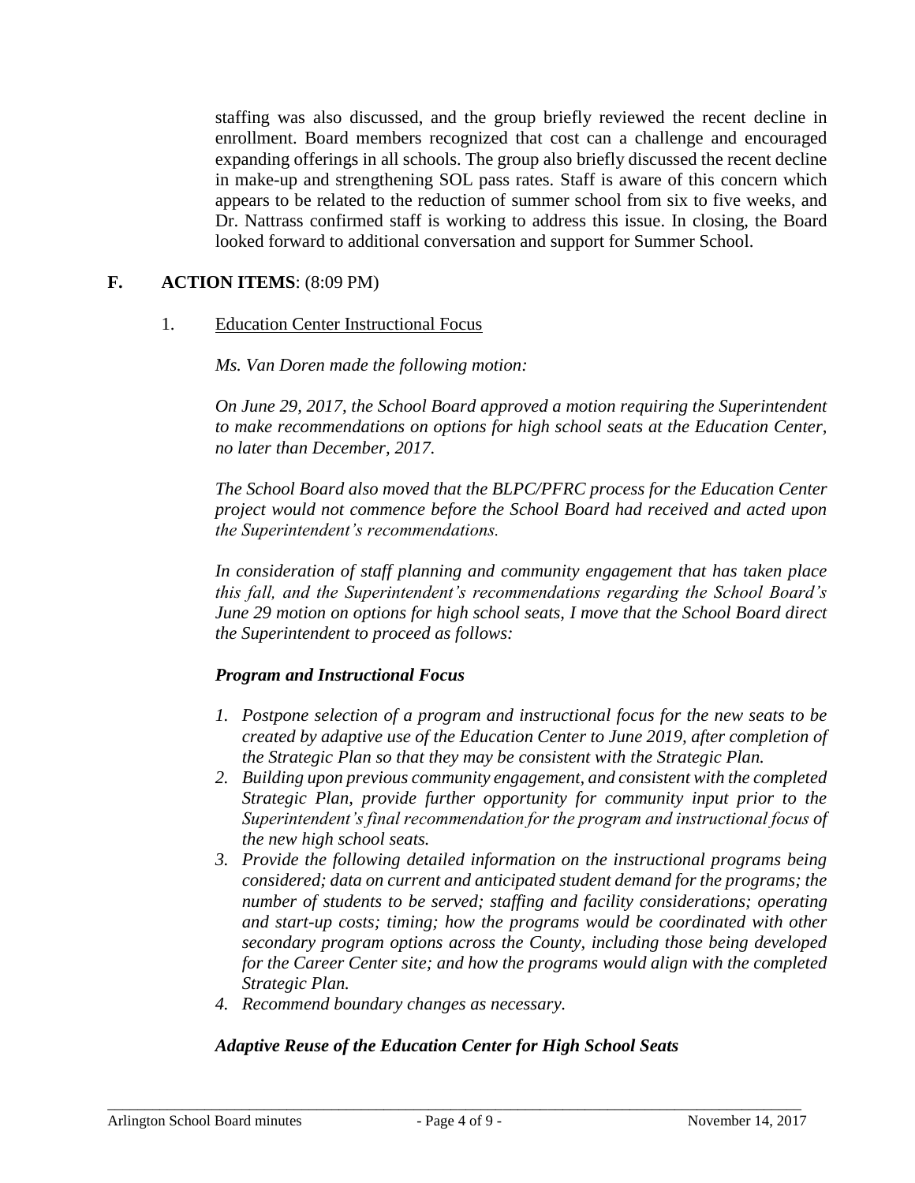staffing was also discussed, and the group briefly reviewed the recent decline in enrollment. Board members recognized that cost can a challenge and encouraged expanding offerings in all schools. The group also briefly discussed the recent decline in make-up and strengthening SOL pass rates. Staff is aware of this concern which appears to be related to the reduction of summer school from six to five weeks, and Dr. Nattrass confirmed staff is working to address this issue. In closing, the Board looked forward to additional conversation and support for Summer School.

## F. ACTION ITEMS: (8:09 PM)

1. Education Center Instructional Focus

*Ms. Van Doren made the following motion:*

*On June 29, 2017, the School Board approved a motion requiring the Superintendent to make recommendations on options for high school seats at the Education Center, no later than December, 2017.*

*The School Board also moved that the BLPC/PFRC process for the Education Center project would not commence before the School Board had received and acted upon the Superintendent's recommendations.*

*In consideration of staff planning and community engagement that has taken place this fall, and the Superintendent's recommendations regarding the School Board's June 29 motion on options for high school seats, I move that the School Board direct the Superintendent to proceed as follows:*

***Program and Instructional Focus***

1. *Postpone selection of a program and instructional focus for the new seats to be created by adaptive use of the Education Center to June 2019, after completion of the Strategic Plan so that they may be consistent with the Strategic Plan.*
2. *Building upon previous community engagement, and consistent with the completed Strategic Plan, provide further opportunity for community input prior to the Superintendent's final recommendation for the program and instructional focus of the new high school seats.*
3. *Provide the following detailed information on the instructional programs being considered; data on current and anticipated student demand for the programs; the number of students to be served; staffing and facility considerations; operating and start-up costs; timing; how the programs would be coordinated with other secondary program options across the County, including those being developed for the Career Center site; and how the programs would align with the completed Strategic Plan.*
4. *Recommend boundary changes as necessary.*

***Adaptive Reuse of the Education Center for High School Seats***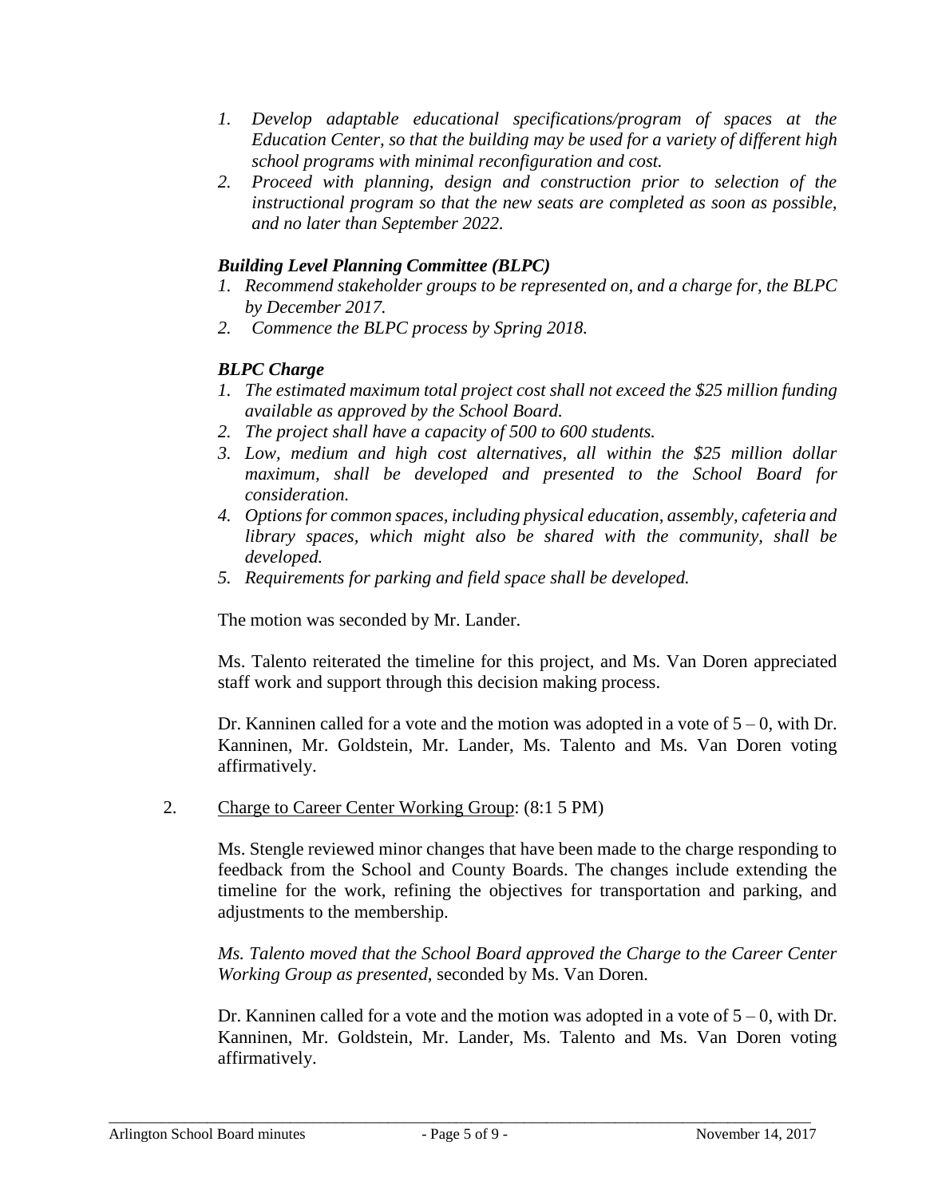1. *Develop adaptable educational specifications/program of spaces at the Education Center, so that the building may be used for a variety of different high school programs with minimal reconfiguration and cost.*
2. *Proceed with planning, design and construction prior to selection of the instructional program so that the new seats are completed as soon as possible, and no later than September 2022.*

***Building Level Planning Committee (BLPC)***

1. *Recommend stakeholder groups to be represented on, and a charge for, the BLPC by December 2017.*
2. *Commence the BLPC process by Spring 2018.*

***BLPC Charge***

1. *The estimated maximum total project cost shall not exceed the $25 million funding available as approved by the School Board.*
2. *The project shall have a capacity of 500 to 600 students.*
3. *Low, medium and high cost alternatives, all within the $25 million dollar maximum, shall be developed and presented to the School Board for consideration.*
4. *Options for common spaces, including physical education, assembly, cafeteria and library spaces, which might also be shared with the community, shall be developed.*
5. *Requirements for parking and field space shall be developed.*

The motion was seconded by Mr. Lander.

Ms. Talento reiterated the timeline for this project, and Ms. Van Doren appreciated staff work and support through this decision making process.

Dr. Kanninen called for a vote and the motion was adopted in a vote of 5 – 0, with Dr. Kanninen, Mr. Goldstein, Mr. Lander, Ms. Talento and Ms. Van Doren voting affirmatively.

2. Charge to Career Center Working Group: (8:1 5 PM)

Ms. Stengle reviewed minor changes that have been made to the charge responding to feedback from the School and County Boards. The changes include extending the timeline for the work, refining the objectives for transportation and parking, and adjustments to the membership.

*Ms. Talento moved that the School Board approved the Charge to the Career Center Working Group as presented,* seconded by Ms. Van Doren.

Dr. Kanninen called for a vote and the motion was adopted in a vote of 5 – 0, with Dr. Kanninen, Mr. Goldstein, Mr. Lander, Ms. Talento and Ms. Van Doren voting affirmatively.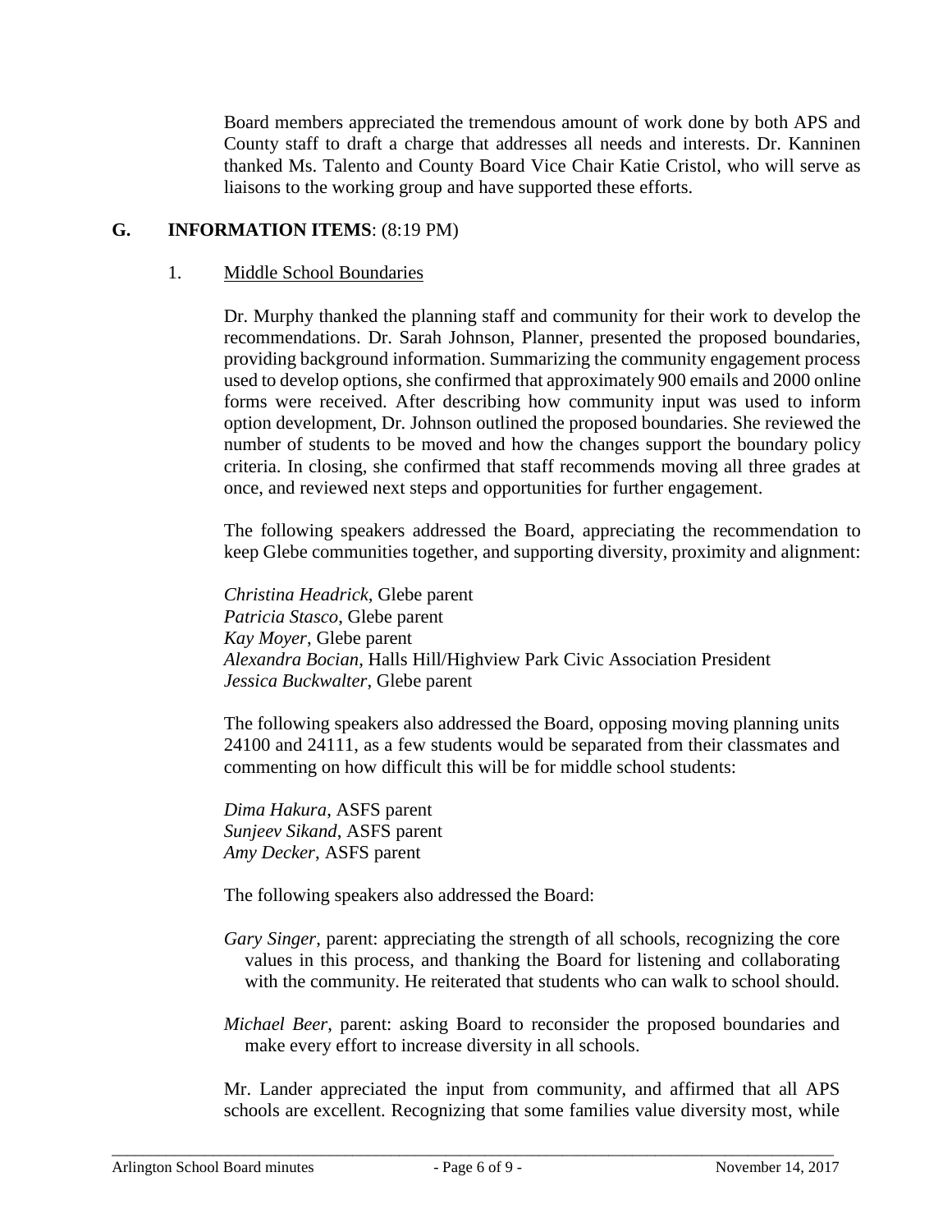Board members appreciated the tremendous amount of work done by both APS and County staff to draft a charge that addresses all needs and interests. Dr. Kanninen thanked Ms. Talento and County Board Vice Chair Katie Cristol, who will serve as liaisons to the working group and have supported these efforts.

## G. INFORMATION ITEMS: (8:19 PM)

### 1. Middle School Boundaries

Dr. Murphy thanked the planning staff and community for their work to develop the recommendations. Dr. Sarah Johnson, Planner, presented the proposed boundaries, providing background information. Summarizing the community engagement process used to develop options, she confirmed that approximately 900 emails and 2000 online forms were received. After describing how community input was used to inform option development, Dr. Johnson outlined the proposed boundaries. She reviewed the number of students to be moved and how the changes support the boundary policy criteria. In closing, she confirmed that staff recommends moving all three grades at once, and reviewed next steps and opportunities for further engagement.

The following speakers addressed the Board, appreciating the recommendation to keep Glebe communities together, and supporting diversity, proximity and alignment:

*Christina Headrick*, Glebe parent
*Patricia Stasco*, Glebe parent
*Kay Moyer*, Glebe parent
*Alexandra Bocian*, Halls Hill/Highview Park Civic Association President
*Jessica Buckwalter*, Glebe parent

The following speakers also addressed the Board, opposing moving planning units 24100 and 24111, as a few students would be separated from their classmates and commenting on how difficult this will be for middle school students:

*Dima Hakura*, ASFS parent
*Sunjeev Sikand*, ASFS parent
*Amy Decker*, ASFS parent

The following speakers also addressed the Board:

*Gary Singer*, parent: appreciating the strength of all schools, recognizing the core values in this process, and thanking the Board for listening and collaborating with the community. He reiterated that students who can walk to school should.

*Michael Beer*, parent: asking Board to reconsider the proposed boundaries and make every effort to increase diversity in all schools.

Mr. Lander appreciated the input from community, and affirmed that all APS schools are excellent. Recognizing that some families value diversity most, while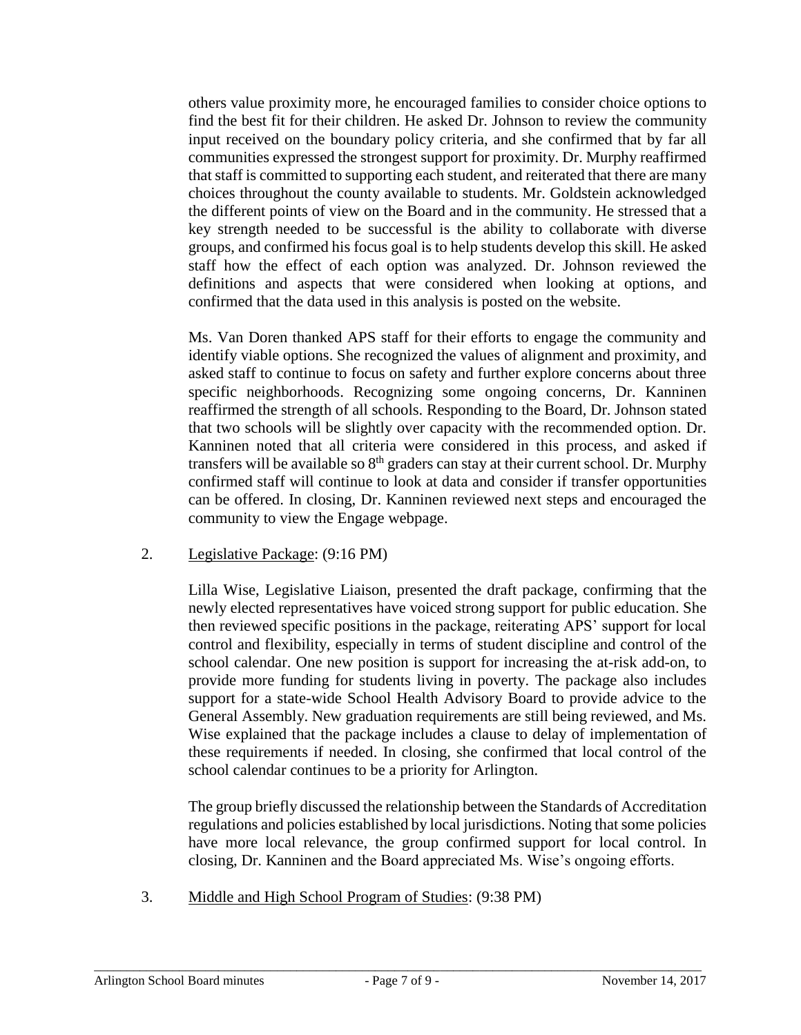others value proximity more, he encouraged families to consider choice options to find the best fit for their children. He asked Dr. Johnson to review the community input received on the boundary policy criteria, and she confirmed that by far all communities expressed the strongest support for proximity. Dr. Murphy reaffirmed that staff is committed to supporting each student, and reiterated that there are many choices throughout the county available to students. Mr. Goldstein acknowledged the different points of view on the Board and in the community. He stressed that a key strength needed to be successful is the ability to collaborate with diverse groups, and confirmed his focus goal is to help students develop this skill. He asked staff how the effect of each option was analyzed. Dr. Johnson reviewed the definitions and aspects that were considered when looking at options, and confirmed that the data used in this analysis is posted on the website.

Ms. Van Doren thanked APS staff for their efforts to engage the community and identify viable options. She recognized the values of alignment and proximity, and asked staff to continue to focus on safety and further explore concerns about three specific neighborhoods. Recognizing some ongoing concerns, Dr. Kanninen reaffirmed the strength of all schools. Responding to the Board, Dr. Johnson stated that two schools will be slightly over capacity with the recommended option. Dr. Kanninen noted that all criteria were considered in this process, and asked if transfers will be available so 8th graders can stay at their current school. Dr. Murphy confirmed staff will continue to look at data and consider if transfer opportunities can be offered. In closing, Dr. Kanninen reviewed next steps and encouraged the community to view the Engage webpage.

2. Legislative Package: (9:16 PM)

   Lilla Wise, Legislative Liaison, presented the draft package, confirming that the newly elected representatives have voiced strong support for public education. She then reviewed specific positions in the package, reiterating APS' support for local control and flexibility, especially in terms of student discipline and control of the school calendar. One new position is support for increasing the at-risk add-on, to provide more funding for students living in poverty. The package also includes support for a state-wide School Health Advisory Board to provide advice to the General Assembly. New graduation requirements are still being reviewed, and Ms. Wise explained that the package includes a clause to delay of implementation of these requirements if needed. In closing, she confirmed that local control of the school calendar continues to be a priority for Arlington.

   The group briefly discussed the relationship between the Standards of Accreditation regulations and policies established by local jurisdictions. Noting that some policies have more local relevance, the group confirmed support for local control. In closing, Dr. Kanninen and the Board appreciated Ms. Wise's ongoing efforts.

3. Middle and High School Program of Studies: (9:38 PM)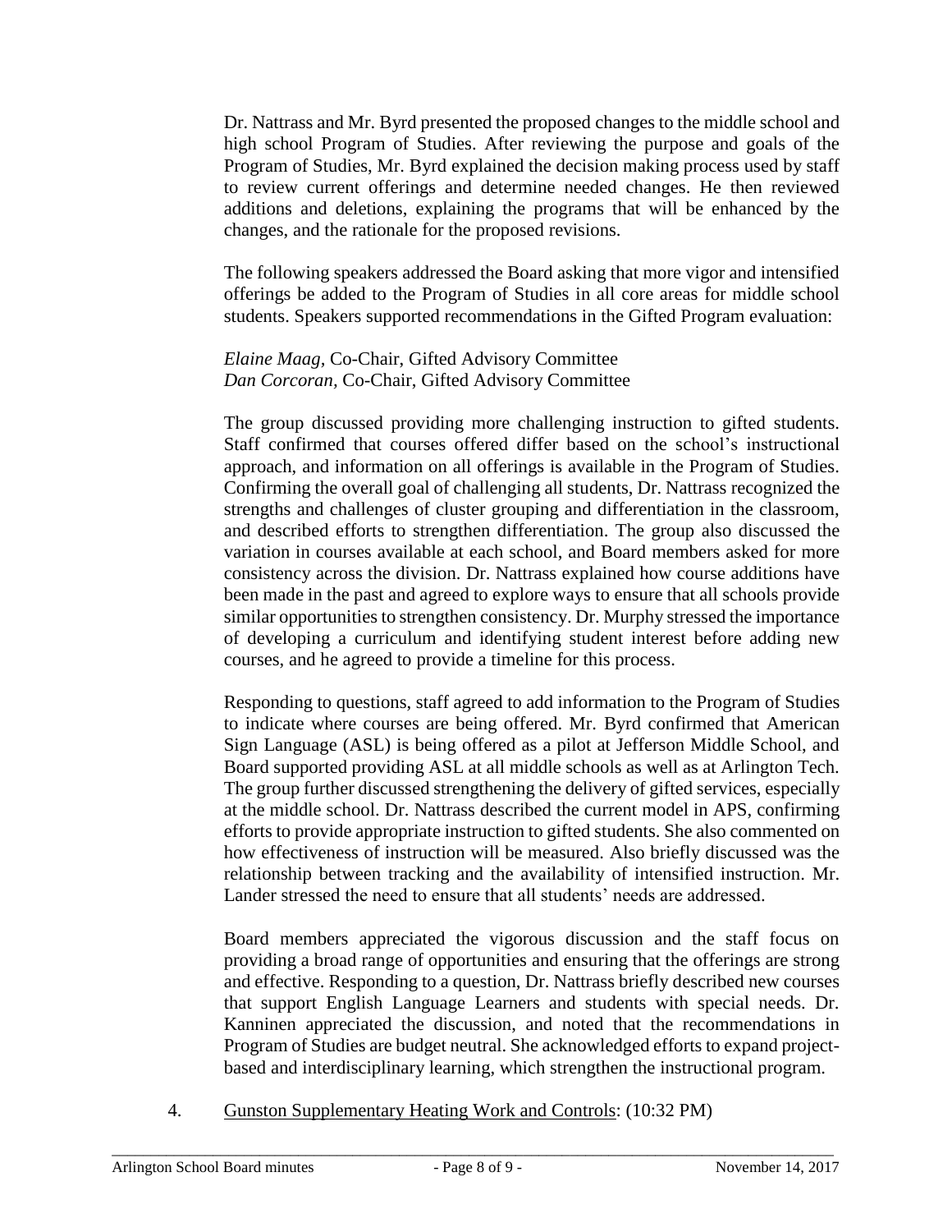Dr. Nattrass and Mr. Byrd presented the proposed changes to the middle school and high school Program of Studies. After reviewing the purpose and goals of the Program of Studies, Mr. Byrd explained the decision making process used by staff to review current offerings and determine needed changes. He then reviewed additions and deletions, explaining the programs that will be enhanced by the changes, and the rationale for the proposed revisions.

The following speakers addressed the Board asking that more vigor and intensified offerings be added to the Program of Studies in all core areas for middle school students. Speakers supported recommendations in the Gifted Program evaluation:

*Elaine Maag,* Co-Chair, Gifted Advisory Committee
*Dan Corcoran,* Co-Chair, Gifted Advisory Committee

The group discussed providing more challenging instruction to gifted students. Staff confirmed that courses offered differ based on the school's instructional approach, and information on all offerings is available in the Program of Studies. Confirming the overall goal of challenging all students, Dr. Nattrass recognized the strengths and challenges of cluster grouping and differentiation in the classroom, and described efforts to strengthen differentiation. The group also discussed the variation in courses available at each school, and Board members asked for more consistency across the division. Dr. Nattrass explained how course additions have been made in the past and agreed to explore ways to ensure that all schools provide similar opportunities to strengthen consistency. Dr. Murphy stressed the importance of developing a curriculum and identifying student interest before adding new courses, and he agreed to provide a timeline for this process.

Responding to questions, staff agreed to add information to the Program of Studies to indicate where courses are being offered. Mr. Byrd confirmed that American Sign Language (ASL) is being offered as a pilot at Jefferson Middle School, and Board supported providing ASL at all middle schools as well as at Arlington Tech. The group further discussed strengthening the delivery of gifted services, especially at the middle school. Dr. Nattrass described the current model in APS, confirming efforts to provide appropriate instruction to gifted students. She also commented on how effectiveness of instruction will be measured. Also briefly discussed was the relationship between tracking and the availability of intensified instruction. Mr. Lander stressed the need to ensure that all students' needs are addressed.

Board members appreciated the vigorous discussion and the staff focus on providing a broad range of opportunities and ensuring that the offerings are strong and effective. Responding to a question, Dr. Nattrass briefly described new courses that support English Language Learners and students with special needs. Dr. Kanninen appreciated the discussion, and noted that the recommendations in Program of Studies are budget neutral. She acknowledged efforts to expand project-based and interdisciplinary learning, which strengthen the instructional program.

4. Gunston Supplementary Heating Work and Controls: (10:32 PM)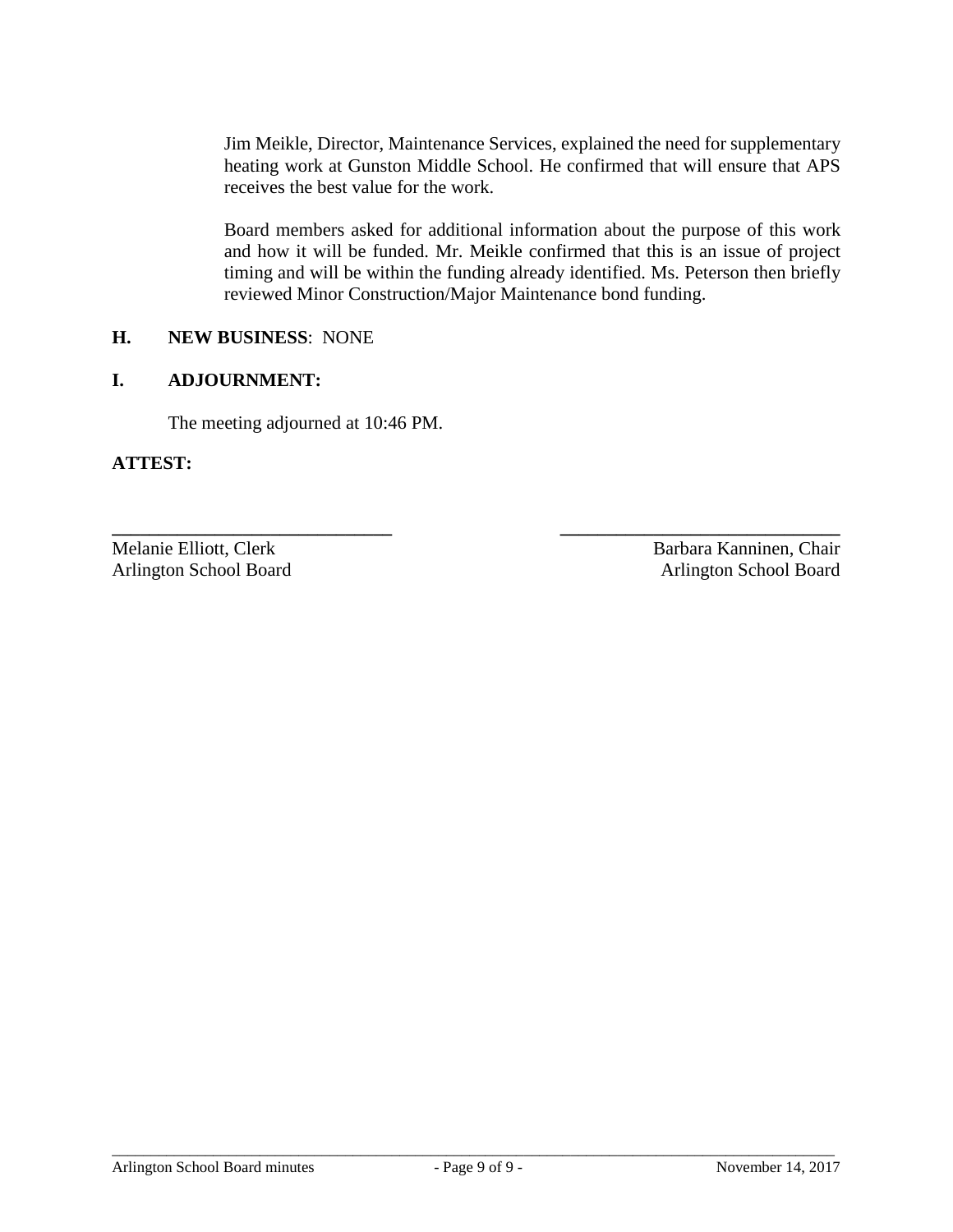Jim Meikle, Director, Maintenance Services, explained the need for supplementary heating work at Gunston Middle School. He confirmed that will ensure that APS receives the best value for the work.

Board members asked for additional information about the purpose of this work and how it will be funded. Mr. Meikle confirmed that this is an issue of project timing and will be within the funding already identified. Ms. Peterson then briefly reviewed Minor Construction/Major Maintenance bond funding.

**H. NEW BUSINESS**: NONE

**I. ADJOURNMENT:**

The meeting adjourned at 10:46 PM.

**ATTEST:**

| | |
|---|---|
| ______________________________ | ______________________________ |
| Melanie Elliott, Clerk | Barbara Kanninen, Chair |
| Arlington School Board | Arlington School Board |